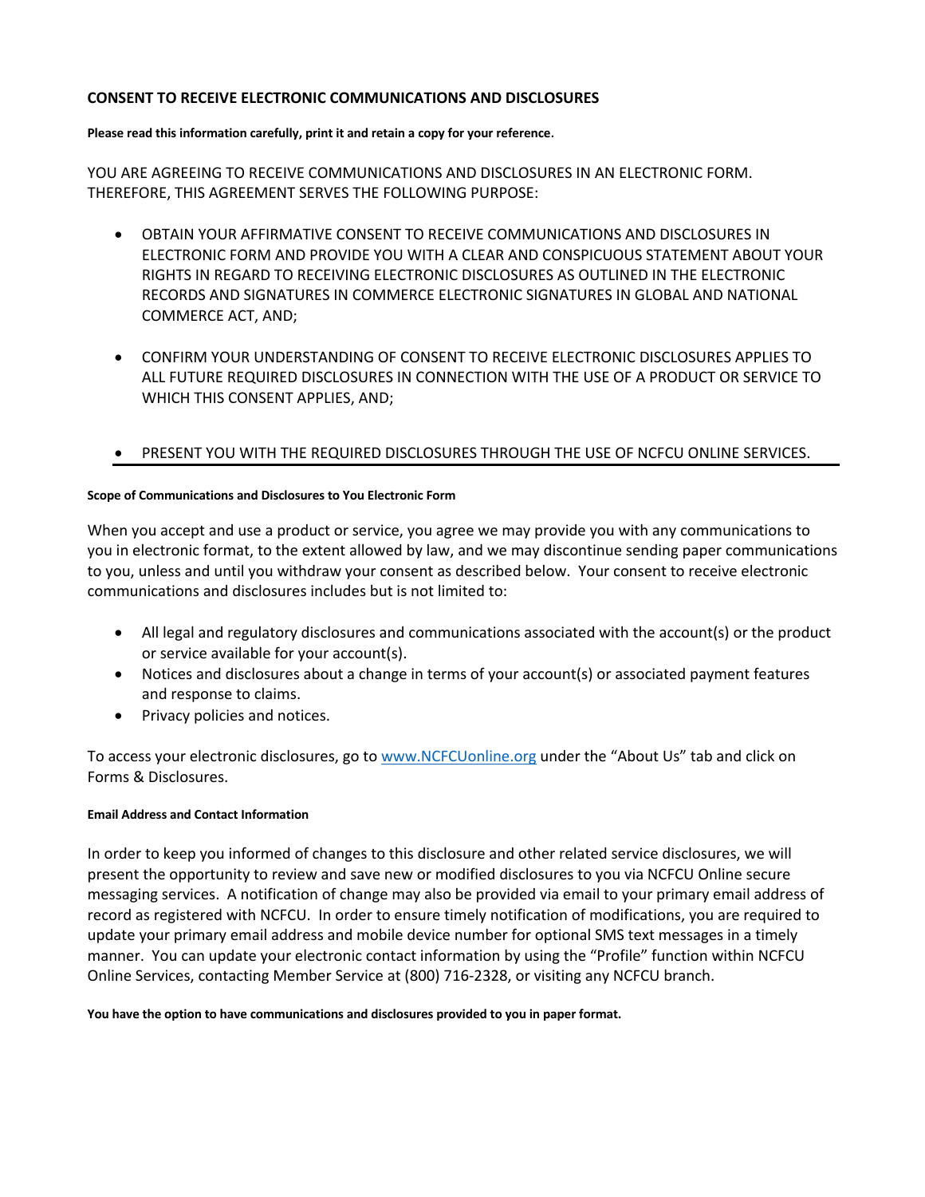## CONSENT TO RECEIVE ELECTRONIC COMMUNICATIONS AND DISCLOSURES

**Please read this information carefully, print it and retain a copy for your reference.**

YOU ARE AGREEING TO RECEIVE COMMUNICATIONS AND DISCLOSURES IN AN ELECTRONIC FORM. THEREFORE, THIS AGREEMENT SERVES THE FOLLOWING PURPOSE:

- OBTAIN YOUR AFFIRMATIVE CONSENT TO RECEIVE COMMUNICATIONS AND DISCLOSURES IN ELECTRONIC FORM AND PROVIDE YOU WITH A CLEAR AND CONSPICUOUS STATEMENT ABOUT YOUR RIGHTS IN REGARD TO RECEIVING ELECTRONIC DISCLOSURES AS OUTLINED IN THE ELECTRONIC RECORDS AND SIGNATURES IN COMMERCE ELECTRONIC SIGNATURES IN GLOBAL AND NATIONAL COMMERCE ACT, AND;

- CONFIRM YOUR UNDERSTANDING OF CONSENT TO RECEIVE ELECTRONIC DISCLOSURES APPLIES TO ALL FUTURE REQUIRED DISCLOSURES IN CONNECTION WITH THE USE OF A PRODUCT OR SERVICE TO WHICH THIS CONSENT APPLIES, AND;

- PRESENT YOU WITH THE REQUIRED DISCLOSURES THROUGH THE USE OF NCFCU ONLINE SERVICES.

---

#### Scope of Communications and Disclosures to You Electronic Form

When you accept and use a product or service, you agree we may provide you with any communications to you in electronic format, to the extent allowed by law, and we may discontinue sending paper communications to you, unless and until you withdraw your consent as described below. Your consent to receive electronic communications and disclosures includes but is not limited to:

- All legal and regulatory disclosures and communications associated with the account(s) or the product or service available for your account(s).
- Notices and disclosures about a change in terms of your account(s) or associated payment features and response to claims.
- Privacy policies and notices.

To access your electronic disclosures, go to www.NCFCUonline.org under the "About Us" tab and click on Forms & Disclosures.

#### Email Address and Contact Information

In order to keep you informed of changes to this disclosure and other related service disclosures, we will present the opportunity to review and save new or modified disclosures to you via NCFCU Online secure messaging services. A notification of change may also be provided via email to your primary email address of record as registered with NCFCU. In order to ensure timely notification of modifications, you are required to update your primary email address and mobile device number for optional SMS text messages in a timely manner. You can update your electronic contact information by using the "Profile" function within NCFCU Online Services, contacting Member Service at (800) 716-2328, or visiting any NCFCU branch.

**You have the option to have communications and disclosures provided to you in paper format.**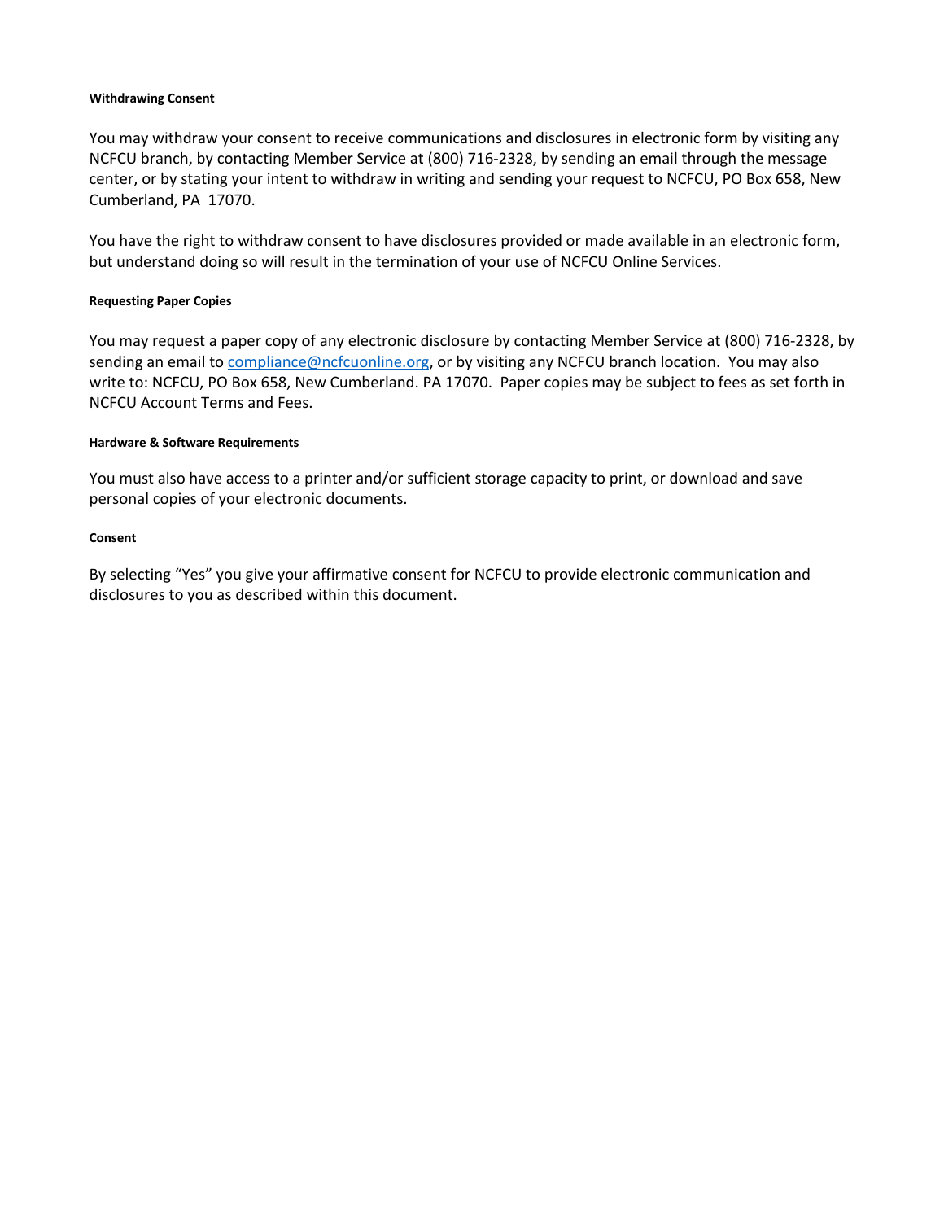#### Withdrawing Consent

You may withdraw your consent to receive communications and disclosures in electronic form by visiting any NCFCU branch, by contacting Member Service at (800) 716-2328, by sending an email through the message center, or by stating your intent to withdraw in writing and sending your request to NCFCU, PO Box 658, New Cumberland, PA 17070.

You have the right to withdraw consent to have disclosures provided or made available in an electronic form, but understand doing so will result in the termination of your use of NCFCU Online Services.

#### Requesting Paper Copies

You may request a paper copy of any electronic disclosure by contacting Member Service at (800) 716-2328, by sending an email to compliance@ncfcuonline.org, or by visiting any NCFCU branch location. You may also write to: NCFCU, PO Box 658, New Cumberland. PA 17070. Paper copies may be subject to fees as set forth in NCFCU Account Terms and Fees.

#### Hardware & Software Requirements

You must also have access to a printer and/or sufficient storage capacity to print, or download and save personal copies of your electronic documents.

#### Consent

By selecting "Yes" you give your affirmative consent for NCFCU to provide electronic communication and disclosures to you as described within this document.